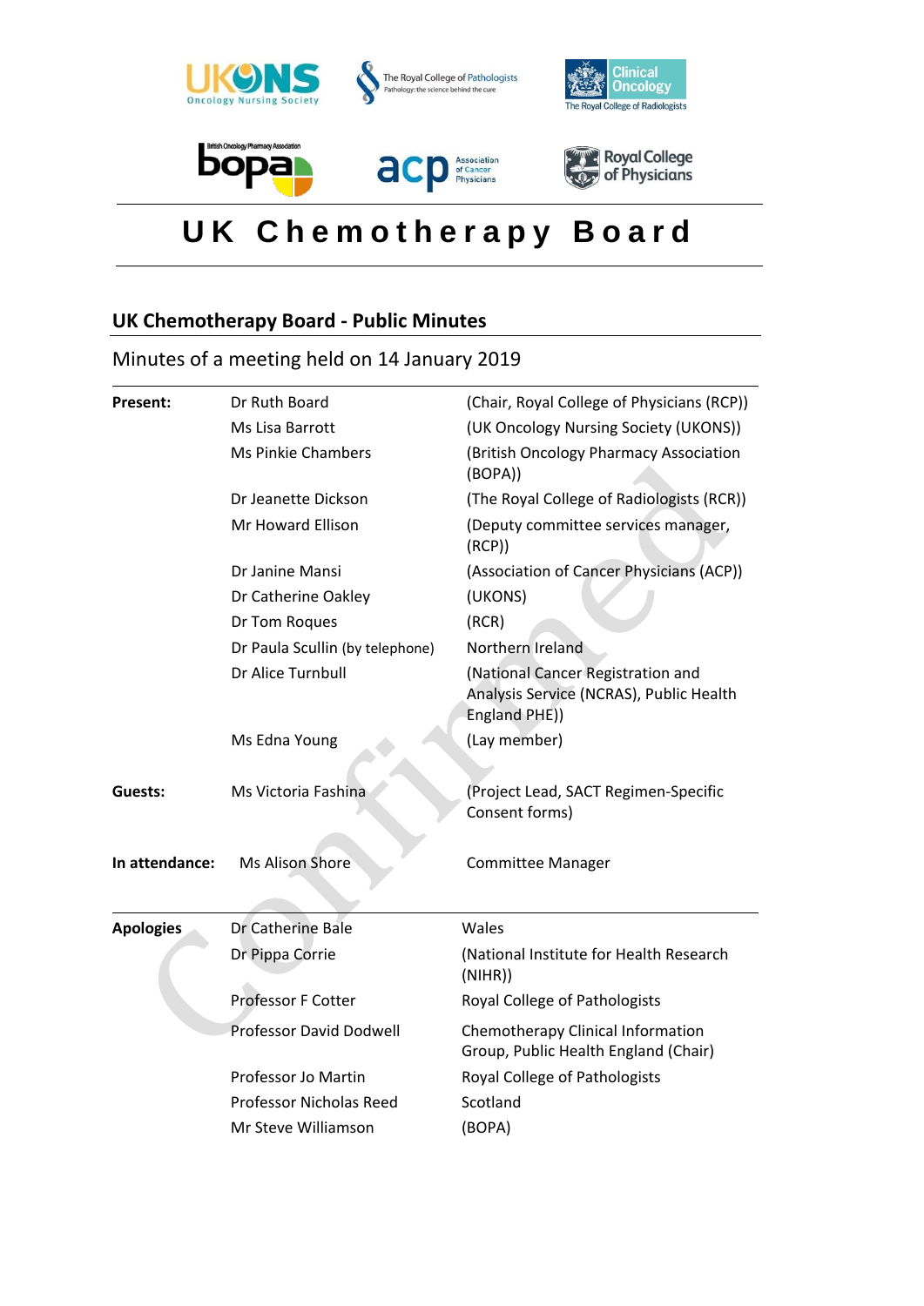# UK Chemotherapy Board

## UK Chemotherapy Board - Public Minutes

Minutes of a meeting held on 14 January 2019

| | | |
|---|---|---|
| **Present:** | Dr Ruth Board | (Chair, Royal College of Physicians (RCP)) |
| | Ms Lisa Barrott | (UK Oncology Nursing Society (UKONS)) |
| | Ms Pinkie Chambers | (British Oncology Pharmacy Association (BOPA)) |
| | Dr Jeanette Dickson | (The Royal College of Radiologists (RCR)) |
| | Mr Howard Ellison | (Deputy committee services manager, (RCP)) |
| | Dr Janine Mansi | (Association of Cancer Physicians (ACP)) |
| | Dr Catherine Oakley | (UKONS) |
| | Dr Tom Roques | (RCR) |
| | Dr Paula Scullin (by telephone) | Northern Ireland |
| | Dr Alice Turnbull | (National Cancer Registration and Analysis Service (NCRAS), Public Health England PHE)) |
| | Ms Edna Young | (Lay member) |
| **Guests:** | Ms Victoria Fashina | (Project Lead, SACT Regimen-Specific Consent forms) |
| **In attendance:** | Ms Alison Shore | Committee Manager |

| | | |
|---|---|---|
| **Apologies** | Dr Catherine Bale | Wales |
| | Dr Pippa Corrie | (National Institute for Health Research (NIHR)) |
| | Professor F Cotter | Royal College of Pathologists |
| | Professor David Dodwell | Chemotherapy Clinical Information Group, Public Health England (Chair) |
| | Professor Jo Martin | Royal College of Pathologists |
| | Professor Nicholas Reed | Scotland |
| | Mr Steve Williamson | (BOPA) |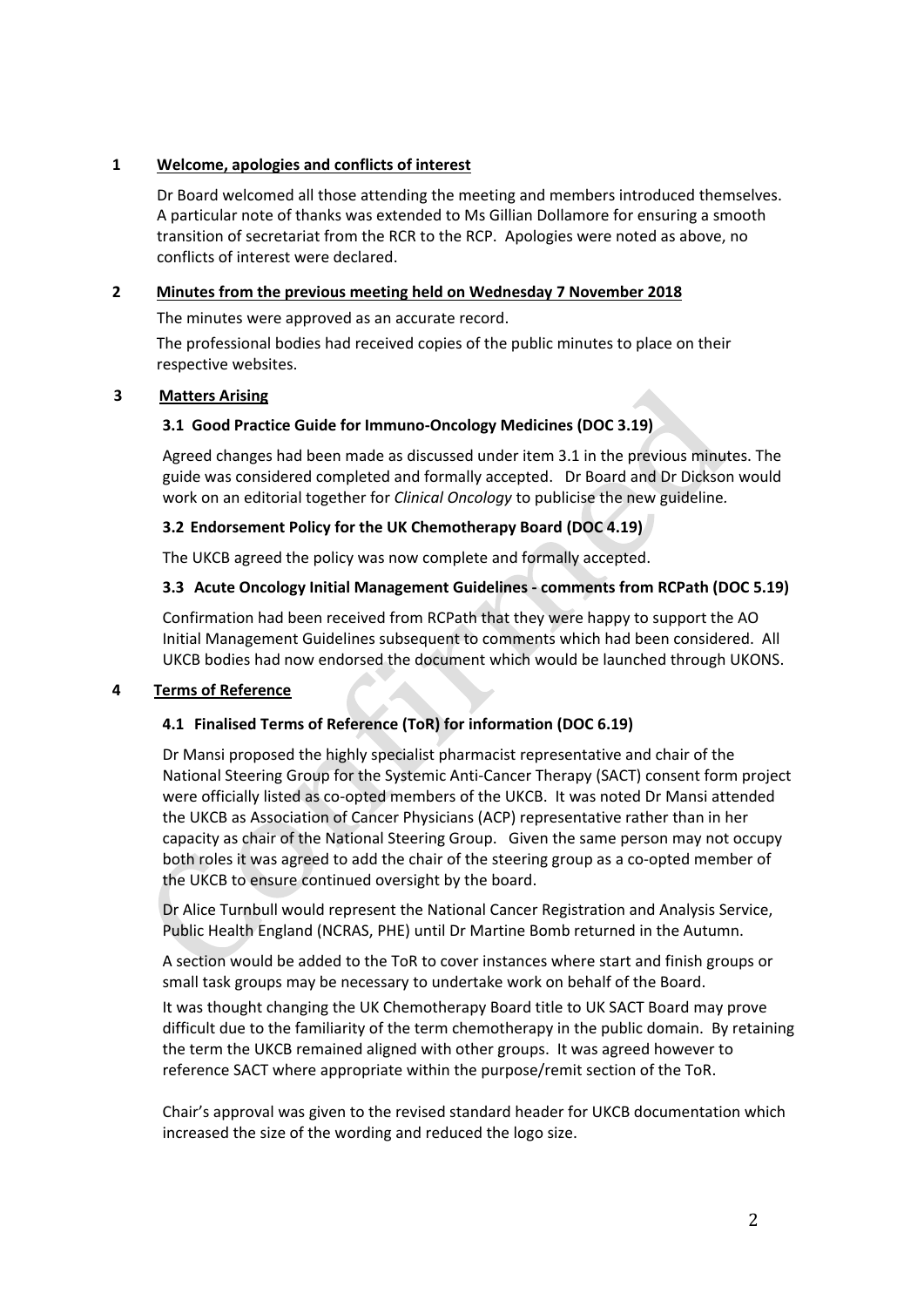## 1 Welcome, apologies and conflicts of interest

Dr Board welcomed all those attending the meeting and members introduced themselves. A particular note of thanks was extended to Ms Gillian Dollamore for ensuring a smooth transition of secretariat from the RCR to the RCP. Apologies were noted as above, no conflicts of interest were declared.

## 2 Minutes from the previous meeting held on Wednesday 7 November 2018

The minutes were approved as an accurate record.

The professional bodies had received copies of the public minutes to place on their respective websites.

## 3 Matters Arising

### 3.1 Good Practice Guide for Immuno-Oncology Medicines (DOC 3.19)

Agreed changes had been made as discussed under item 3.1 in the previous minutes. The guide was considered completed and formally accepted. Dr Board and Dr Dickson would work on an editorial together for *Clinical Oncology* to publicise the new guideline.

### 3.2 Endorsement Policy for the UK Chemotherapy Board (DOC 4.19)

The UKCB agreed the policy was now complete and formally accepted.

### 3.3 Acute Oncology Initial Management Guidelines - comments from RCPath (DOC 5.19)

Confirmation had been received from RCPath that they were happy to support the AO Initial Management Guidelines subsequent to comments which had been considered. All UKCB bodies had now endorsed the document which would be launched through UKONS.

## 4 Terms of Reference

### 4.1 Finalised Terms of Reference (ToR) for information (DOC 6.19)

Dr Mansi proposed the highly specialist pharmacist representative and chair of the National Steering Group for the Systemic Anti-Cancer Therapy (SACT) consent form project were officially listed as co-opted members of the UKCB. It was noted Dr Mansi attended the UKCB as Association of Cancer Physicians (ACP) representative rather than in her capacity as chair of the National Steering Group. Given the same person may not occupy both roles it was agreed to add the chair of the steering group as a co-opted member of the UKCB to ensure continued oversight by the board.

Dr Alice Turnbull would represent the National Cancer Registration and Analysis Service, Public Health England (NCRAS, PHE) until Dr Martine Bomb returned in the Autumn.

A section would be added to the ToR to cover instances where start and finish groups or small task groups may be necessary to undertake work on behalf of the Board.

It was thought changing the UK Chemotherapy Board title to UK SACT Board may prove difficult due to the familiarity of the term chemotherapy in the public domain. By retaining the term the UKCB remained aligned with other groups. It was agreed however to reference SACT where appropriate within the purpose/remit section of the ToR.

Chair's approval was given to the revised standard header for UKCB documentation which increased the size of the wording and reduced the logo size.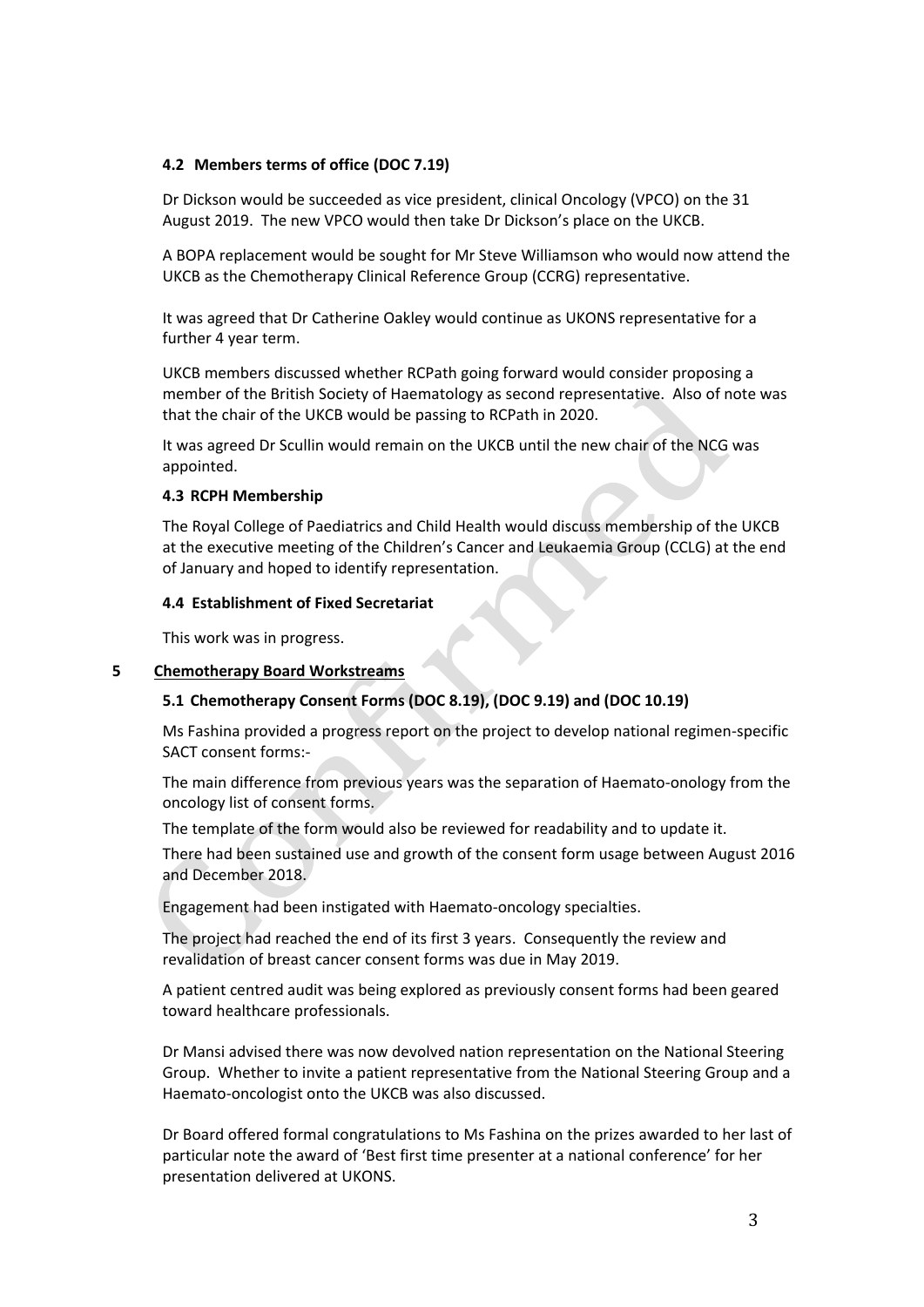### 4.2 Members terms of office (DOC 7.19)

Dr Dickson would be succeeded as vice president, clinical Oncology (VPCO) on the 31 August 2019. The new VPCO would then take Dr Dickson's place on the UKCB.

A BOPA replacement would be sought for Mr Steve Williamson who would now attend the UKCB as the Chemotherapy Clinical Reference Group (CCRG) representative.

It was agreed that Dr Catherine Oakley would continue as UKONS representative for a further 4 year term.

UKCB members discussed whether RCPath going forward would consider proposing a member of the British Society of Haematology as second representative. Also of note was that the chair of the UKCB would be passing to RCPath in 2020.

It was agreed Dr Scullin would remain on the UKCB until the new chair of the NCG was appointed.

### 4.3 RCPH Membership

The Royal College of Paediatrics and Child Health would discuss membership of the UKCB at the executive meeting of the Children's Cancer and Leukaemia Group (CCLG) at the end of January and hoped to identify representation.

### 4.4 Establishment of Fixed Secretariat

This work was in progress.

## 5 Chemotherapy Board Workstreams

### 5.1 Chemotherapy Consent Forms (DOC 8.19), (DOC 9.19) and (DOC 10.19)

Ms Fashina provided a progress report on the project to develop national regimen-specific SACT consent forms:-

The main difference from previous years was the separation of Haemato-onology from the oncology list of consent forms.

The template of the form would also be reviewed for readability and to update it.

There had been sustained use and growth of the consent form usage between August 2016 and December 2018.

Engagement had been instigated with Haemato-oncology specialties.

The project had reached the end of its first 3 years. Consequently the review and revalidation of breast cancer consent forms was due in May 2019.

A patient centred audit was being explored as previously consent forms had been geared toward healthcare professionals.

Dr Mansi advised there was now devolved nation representation on the National Steering Group. Whether to invite a patient representative from the National Steering Group and a Haemato-oncologist onto the UKCB was also discussed.

Dr Board offered formal congratulations to Ms Fashina on the prizes awarded to her last of particular note the award of 'Best first time presenter at a national conference' for her presentation delivered at UKONS.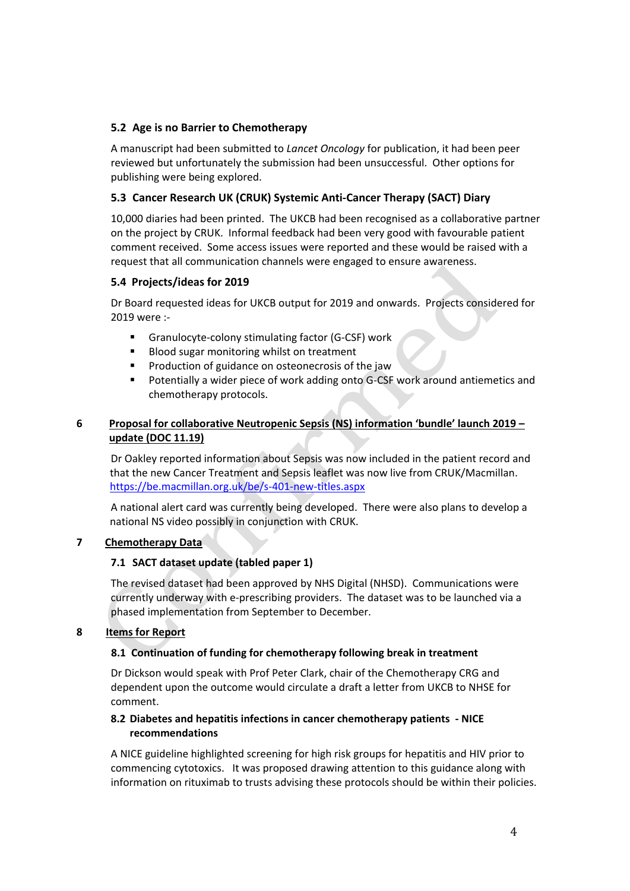### 5.2 Age is no Barrier to Chemotherapy

A manuscript had been submitted to *Lancet Oncology* for publication, it had been peer reviewed but unfortunately the submission had been unsuccessful. Other options for publishing were being explored.

### 5.3 Cancer Research UK (CRUK) Systemic Anti-Cancer Therapy (SACT) Diary

10,000 diaries had been printed. The UKCB had been recognised as a collaborative partner on the project by CRUK. Informal feedback had been very good with favourable patient comment received. Some access issues were reported and these would be raised with a request that all communication channels were engaged to ensure awareness.

### 5.4 Projects/ideas for 2019

Dr Board requested ideas for UKCB output for 2019 and onwards. Projects considered for 2019 were :-

- Granulocyte-colony stimulating factor (G-CSF) work
- Blood sugar monitoring whilst on treatment
- Production of guidance on osteonecrosis of the jaw
- Potentially a wider piece of work adding onto G-CSF work around antiemetics and chemotherapy protocols.

## 6 Proposal for collaborative Neutropenic Sepsis (NS) information 'bundle' launch 2019 – update (DOC 11.19)

Dr Oakley reported information about Sepsis was now included in the patient record and that the new Cancer Treatment and Sepsis leaflet was now live from CRUK/Macmillan. https://be.macmillan.org.uk/be/s-401-new-titles.aspx

A national alert card was currently being developed. There were also plans to develop a national NS video possibly in conjunction with CRUK.

## 7 Chemotherapy Data

### 7.1 SACT dataset update (tabled paper 1)

The revised dataset had been approved by NHS Digital (NHSD). Communications were currently underway with e-prescribing providers. The dataset was to be launched via a phased implementation from September to December.

## 8 Items for Report

### 8.1 Continuation of funding for chemotherapy following break in treatment

Dr Dickson would speak with Prof Peter Clark, chair of the Chemotherapy CRG and dependent upon the outcome would circulate a draft a letter from UKCB to NHSE for comment.

### 8.2 Diabetes and hepatitis infections in cancer chemotherapy patients - NICE recommendations

A NICE guideline highlighted screening for high risk groups for hepatitis and HIV prior to commencing cytotoxics. It was proposed drawing attention to this guidance along with information on rituximab to trusts advising these protocols should be within their policies.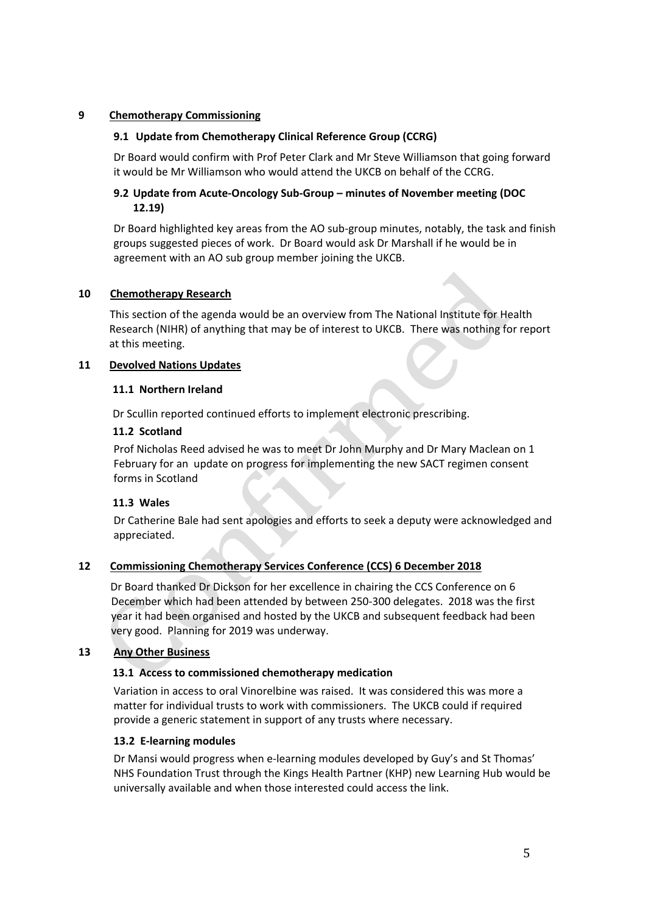**9 Chemotherapy Commissioning**

**9.1 Update from Chemotherapy Clinical Reference Group (CCRG)**

Dr Board would confirm with Prof Peter Clark and Mr Steve Williamson that going forward it would be Mr Williamson who would attend the UKCB on behalf of the CCRG.

**9.2 Update from Acute-Oncology Sub-Group – minutes of November meeting (DOC 12.19)**

Dr Board highlighted key areas from the AO sub-group minutes, notably, the task and finish groups suggested pieces of work. Dr Board would ask Dr Marshall if he would be in agreement with an AO sub group member joining the UKCB.

**10 Chemotherapy Research**

This section of the agenda would be an overview from The National Institute for Health Research (NIHR) of anything that may be of interest to UKCB. There was nothing for report at this meeting.

**11 Devolved Nations Updates**

**11.1 Northern Ireland**

Dr Scullin reported continued efforts to implement electronic prescribing.

**11.2 Scotland**

Prof Nicholas Reed advised he was to meet Dr John Murphy and Dr Mary Maclean on 1 February for an update on progress for implementing the new SACT regimen consent forms in Scotland

**11.3 Wales**

Dr Catherine Bale had sent apologies and efforts to seek a deputy were acknowledged and appreciated.

**12 Commissioning Chemotherapy Services Conference (CCS) 6 December 2018**

Dr Board thanked Dr Dickson for her excellence in chairing the CCS Conference on 6 December which had been attended by between 250-300 delegates. 2018 was the first year it had been organised and hosted by the UKCB and subsequent feedback had been very good. Planning for 2019 was underway.

**13 Any Other Business**

**13.1 Access to commissioned chemotherapy medication**

Variation in access to oral Vinorelbine was raised. It was considered this was more a matter for individual trusts to work with commissioners. The UKCB could if required provide a generic statement in support of any trusts where necessary.

**13.2 E-learning modules**

Dr Mansi would progress when e-learning modules developed by Guy's and St Thomas' NHS Foundation Trust through the Kings Health Partner (KHP) new Learning Hub would be universally available and when those interested could access the link.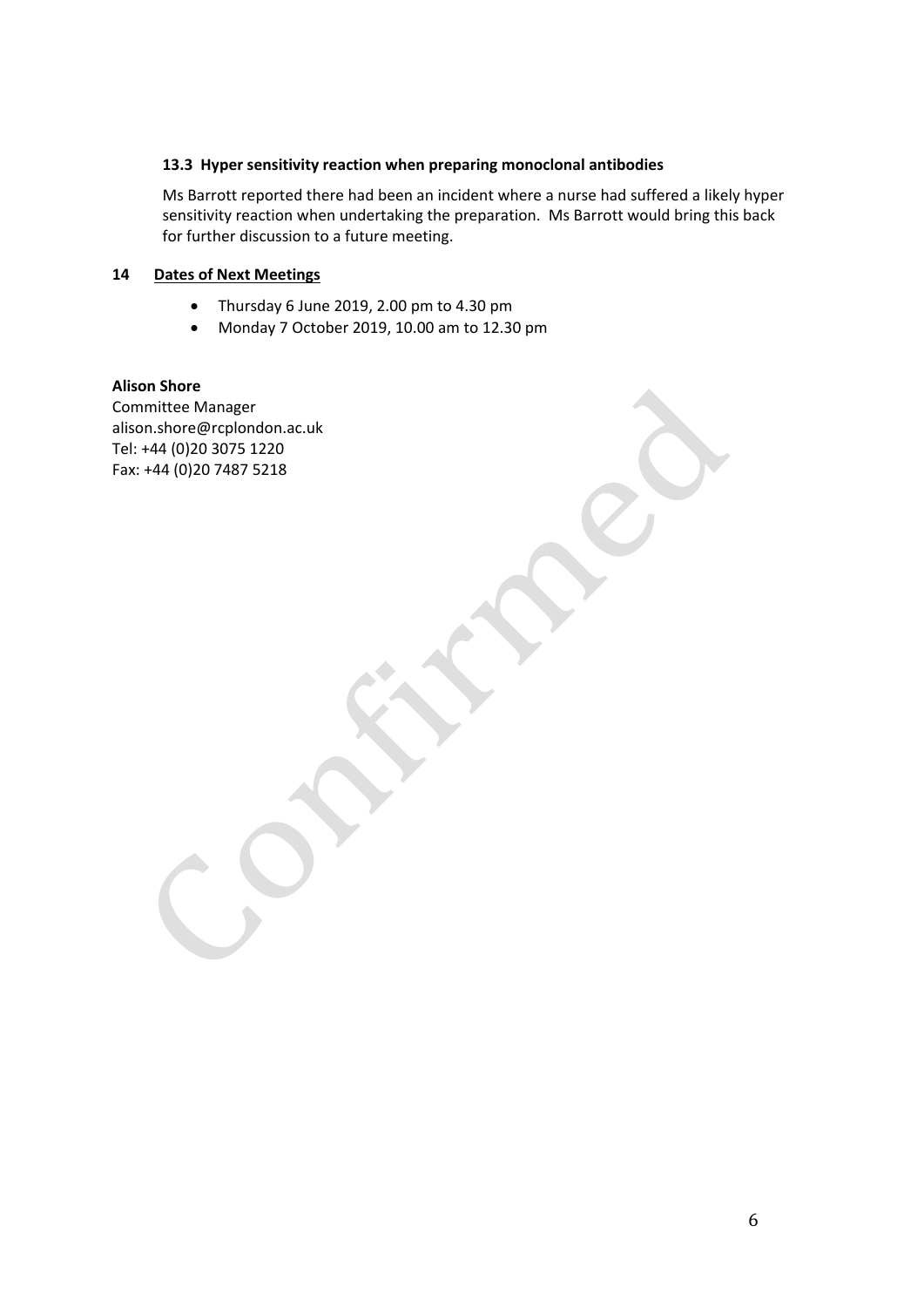### 13.3 Hyper sensitivity reaction when preparing monoclonal antibodies

Ms Barrott reported there had been an incident where a nurse had suffered a likely hyper sensitivity reaction when undertaking the preparation. Ms Barrott would bring this back for further discussion to a future meeting.

## 14 Dates of Next Meetings

- Thursday 6 June 2019, 2.00 pm to 4.30 pm
- Monday 7 October 2019, 10.00 am to 12.30 pm

**Alison Shore**
Committee Manager
alison.shore@rcplondon.ac.uk
Tel: +44 (0)20 3075 1220
Fax: +44 (0)20 7487 5218

Confirmed